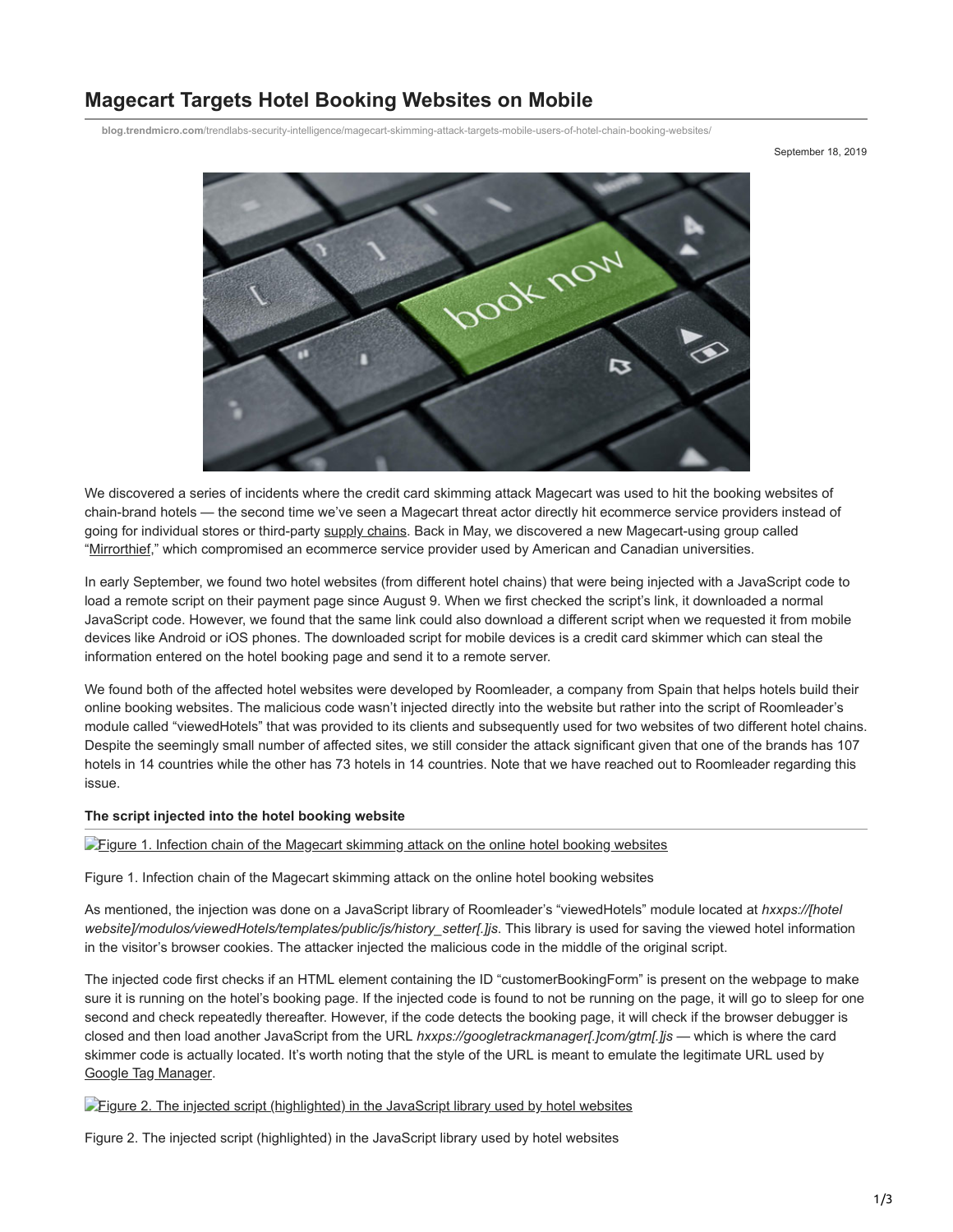# Magecart Targets Hotel Booking Websites on Mobile

blog.trendmicro.com/trendlabs-security-intelligence/magecart-skimming-attack-targets-mobile-users-of-hotel-chain-booking-websites/

September 18, 2019

We discovered a series of incidents where the credit card skimming attack Magecart was used to hit the booking websites of chain-brand hotels — the second time we've seen a Magecart threat actor directly hit ecommerce service providers instead of going for individual stores or third-party supply chains. Back in May, we discovered a new Magecart-using group called "Mirrorthief," which compromised an ecommerce service provider used by American and Canadian universities.

In early September, we found two hotel websites (from different hotel chains) that were being injected with a JavaScript code to load a remote script on their payment page since August 9. When we first checked the script's link, it downloaded a normal JavaScript code. However, we found that the same link could also download a different script when we requested it from mobile devices like Android or iOS phones. The downloaded script for mobile devices is a credit card skimmer which can steal the information entered on the hotel booking page and send it to a remote server.

We found both of the affected hotel websites were developed by Roomleader, a company from Spain that helps hotels build their online booking websites. The malicious code wasn't injected directly into the website but rather into the script of Roomleader's module called "viewedHotels" that was provided to its clients and subsequently used for two websites of two different hotel chains. Despite the seemingly small number of affected sites, we still consider the attack significant given that one of the brands has 107 hotels in 14 countries while the other has 73 hotels in 14 countries. Note that we have reached out to Roomleader regarding this issue.

### The script injected into the hotel booking website

Figure 1. Infection chain of the Magecart skimming attack on the online hotel booking websites

Figure 1. Infection chain of the Magecart skimming attack on the online hotel booking websites

As mentioned, the injection was done on a JavaScript library of Roomleader's "viewedHotels" module located at *hxxps://[hotel website]/modulos/viewedHotels/templates/public/js/history_setter[.]js*. This library is used for saving the viewed hotel information in the visitor's browser cookies. The attacker injected the malicious code in the middle of the original script.

The injected code first checks if an HTML element containing the ID "customerBookingForm" is present on the webpage to make sure it is running on the hotel's booking page. If the injected code is found to not be running on the page, it will go to sleep for one second and check repeatedly thereafter. However, if the code detects the booking page, it will check if the browser debugger is closed and then load another JavaScript from the URL *hxxps://googletrackmanager[.]com/gtm[.]js* — which is where the card skimmer code is actually located. It's worth noting that the style of the URL is meant to emulate the legitimate URL used by Google Tag Manager.

Figure 2. The injected script (highlighted) in the JavaScript library used by hotel websites

Figure 2. The injected script (highlighted) in the JavaScript library used by hotel websites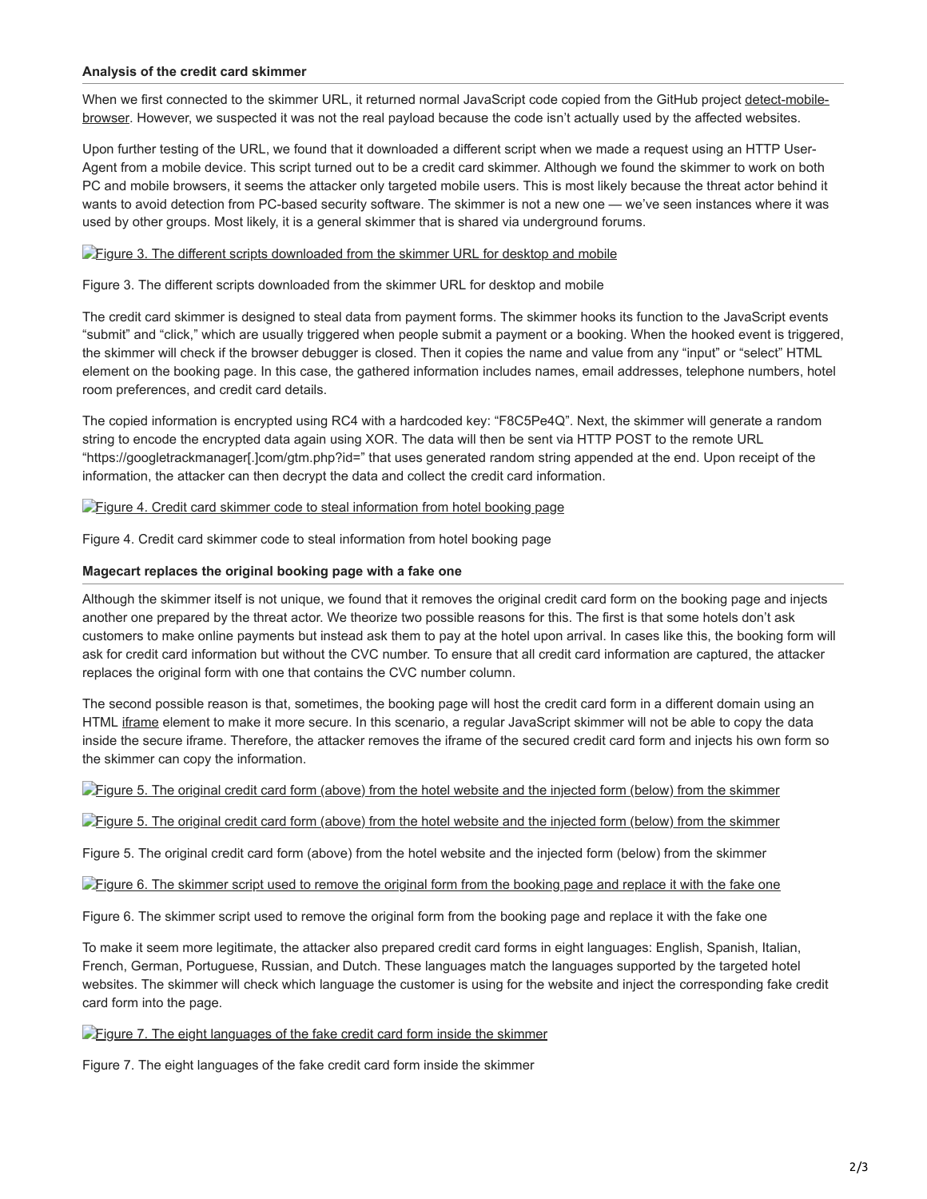### Analysis of the credit card skimmer

When we first connected to the skimmer URL, it returned normal JavaScript code copied from the GitHub project detect-mobile-browser. However, we suspected it was not the real payload because the code isn't actually used by the affected websites.

Upon further testing of the URL, we found that it downloaded a different script when we made a request using an HTTP User-Agent from a mobile device. This script turned out to be a credit card skimmer. Although we found the skimmer to work on both PC and mobile browsers, it seems the attacker only targeted mobile users. This is most likely because the threat actor behind it wants to avoid detection from PC-based security software. The skimmer is not a new one — we've seen instances where it was used by other groups. Most likely, it is a general skimmer that is shared via underground forums.

Figure 3. The different scripts downloaded from the skimmer URL for desktop and mobile

Figure 3. The different scripts downloaded from the skimmer URL for desktop and mobile

The credit card skimmer is designed to steal data from payment forms. The skimmer hooks its function to the JavaScript events "submit" and "click," which are usually triggered when people submit a payment or a booking. When the hooked event is triggered, the skimmer will check if the browser debugger is closed. Then it copies the name and value from any "input" or "select" HTML element on the booking page. In this case, the gathered information includes names, email addresses, telephone numbers, hotel room preferences, and credit card details.

The copied information is encrypted using RC4 with a hardcoded key: "F8C5Pe4Q". Next, the skimmer will generate a random string to encode the encrypted data again using XOR. The data will then be sent via HTTP POST to the remote URL "https://googletrackmanager[.]com/gtm.php?id=" that uses generated random string appended at the end. Upon receipt of the information, the attacker can then decrypt the data and collect the credit card information.

Figure 4. Credit card skimmer code to steal information from hotel booking page

Figure 4. Credit card skimmer code to steal information from hotel booking page

### Magecart replaces the original booking page with a fake one

Although the skimmer itself is not unique, we found that it removes the original credit card form on the booking page and injects another one prepared by the threat actor. We theorize two possible reasons for this. The first is that some hotels don't ask customers to make online payments but instead ask them to pay at the hotel upon arrival. In cases like this, the booking form will ask for credit card information but without the CVC number. To ensure that all credit card information are captured, the attacker replaces the original form with one that contains the CVC number column.

The second possible reason is that, sometimes, the booking page will host the credit card form in a different domain using an HTML iframe element to make it more secure. In this scenario, a regular JavaScript skimmer will not be able to copy the data inside the secure iframe. Therefore, the attacker removes the iframe of the secured credit card form and injects his own form so the skimmer can copy the information.

Figure 5. The original credit card form (above) from the hotel website and the injected form (below) from the skimmer

Figure 5. The original credit card form (above) from the hotel website and the injected form (below) from the skimmer

Figure 5. The original credit card form (above) from the hotel website and the injected form (below) from the skimmer

Figure 6. The skimmer script used to remove the original form from the booking page and replace it with the fake one

Figure 6. The skimmer script used to remove the original form from the booking page and replace it with the fake one

To make it seem more legitimate, the attacker also prepared credit card forms in eight languages: English, Spanish, Italian, French, German, Portuguese, Russian, and Dutch. These languages match the languages supported by the targeted hotel websites. The skimmer will check which language the customer is using for the website and inject the corresponding fake credit card form into the page.

Figure 7. The eight languages of the fake credit card form inside the skimmer

Figure 7. The eight languages of the fake credit card form inside the skimmer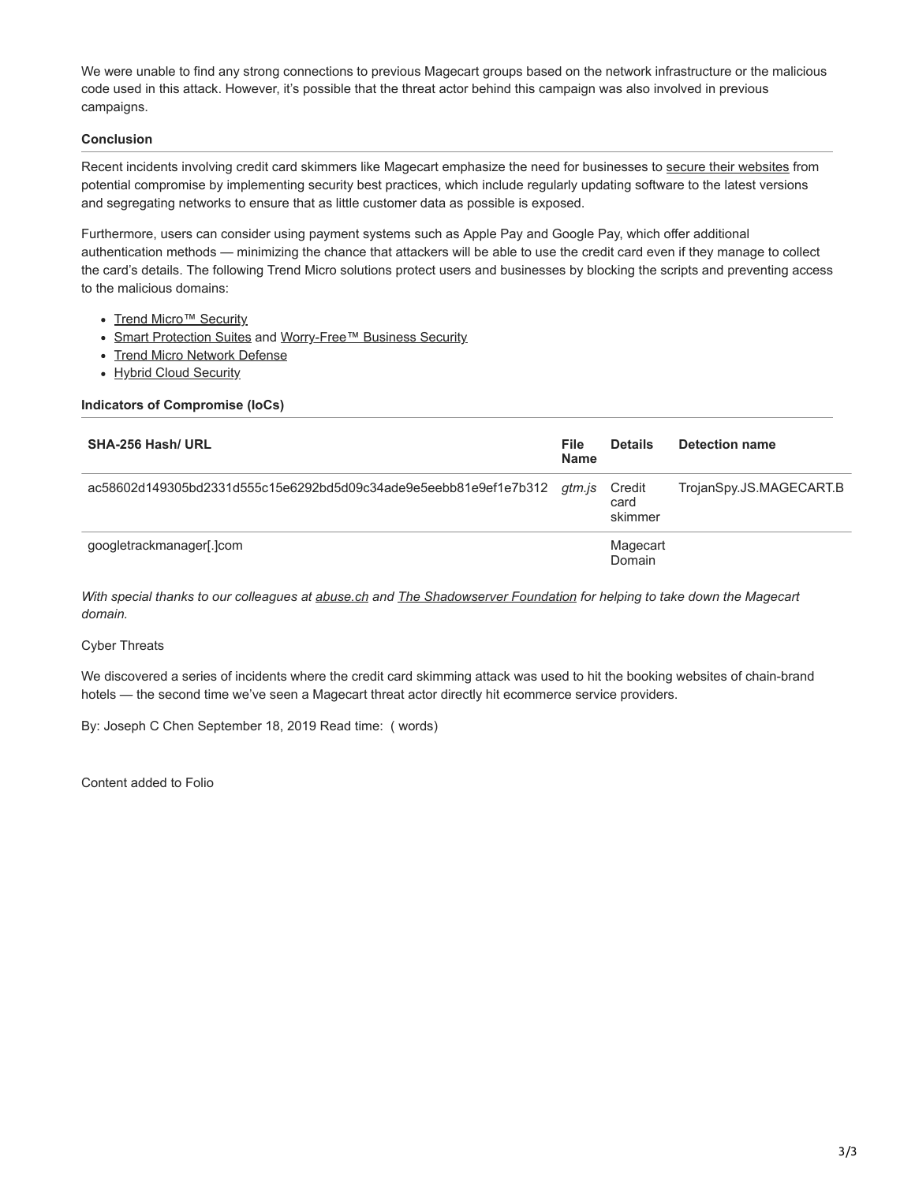We were unable to find any strong connections to previous Magecart groups based on the network infrastructure or the malicious code used in this attack. However, it's possible that the threat actor behind this campaign was also involved in previous campaigns.

**Conclusion**

Recent incidents involving credit card skimmers like Magecart emphasize the need for businesses to secure their websites from potential compromise by implementing security best practices, which include regularly updating software to the latest versions and segregating networks to ensure that as little customer data as possible is exposed.

Furthermore, users can consider using payment systems such as Apple Pay and Google Pay, which offer additional authentication methods — minimizing the chance that attackers will be able to use the credit card even if they manage to collect the card's details. The following Trend Micro solutions protect users and businesses by blocking the scripts and preventing access to the malicious domains:

- Trend Micro™ Security
- Smart Protection Suites and Worry-Free™ Business Security
- Trend Micro Network Defense
- Hybrid Cloud Security

**Indicators of Compromise (IoCs)**

| SHA-256 Hash/ URL | File Name | Details | Detection name |
|---|---|---|---|
| ac58602d149305bd2331d555c15e6292bd5d09c34ade9e5eebb81e9ef1e7b312 | *gtm.js* | Credit card skimmer | TrojanSpy.JS.MAGECART.B |
| googletrackmanager[.]com | | Magecart Domain | |

*With special thanks to our colleagues at abuse.ch and The Shadowserver Foundation for helping to take down the Magecart domain.*

Cyber Threats

We discovered a series of incidents where the credit card skimming attack was used to hit the booking websites of chain-brand hotels — the second time we've seen a Magecart threat actor directly hit ecommerce service providers.

By: Joseph C Chen September 18, 2019 Read time: ( words)

Content added to Folio